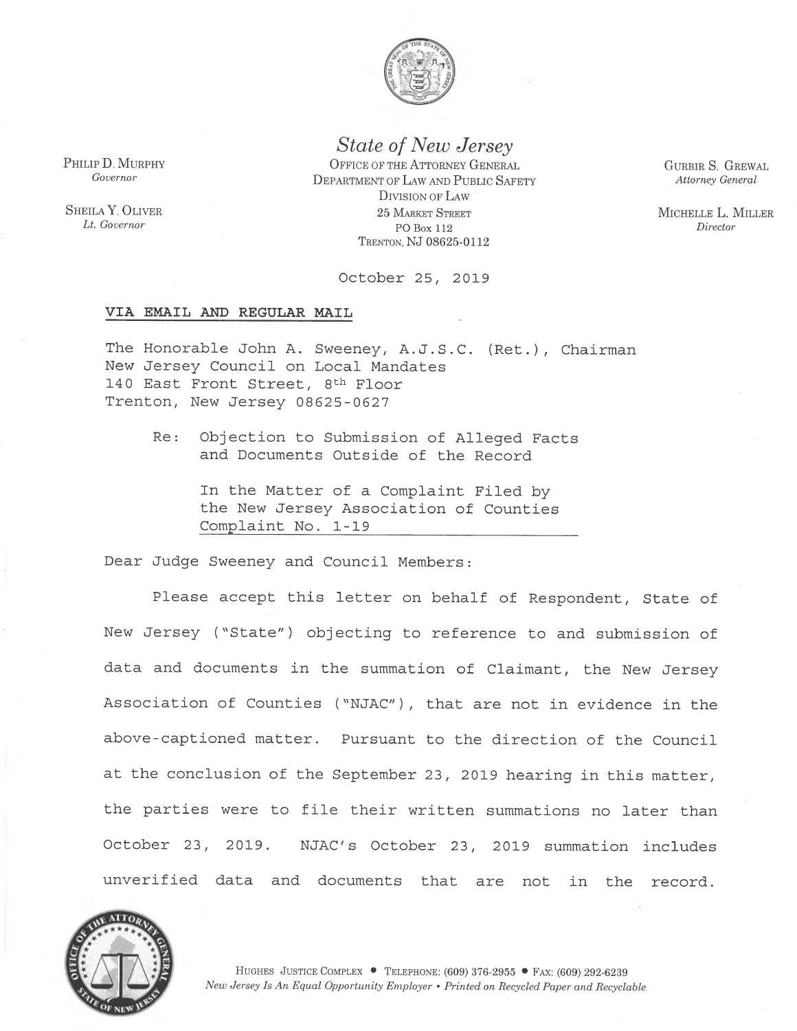PHILIP D. MURPHY
*Governor*

SHEILA Y. OLIVER
*Lt. Governor*

*State of New Jersey*
OFFICE OF THE ATTORNEY GENERAL
DEPARTMENT OF LAW AND PUBLIC SAFETY
DIVISION OF LAW
25 MARKET STREET
PO BOX 112
TRENTON, NJ 08625-0112

GURBIR S. GREWAL
*Attorney General*

MICHELLE L. MILLER
*Director*

October 25, 2019

**VIA EMAIL AND REGULAR MAIL**

The Honorable John A. Sweeney, A.J.S.C. (Ret.), Chairman
New Jersey Council on Local Mandates
140 East Front Street, 8th Floor
Trenton, New Jersey 08625-0627

Re: Objection to Submission of Alleged Facts and Documents Outside of the Record

In the Matter of a Complaint Filed by the New Jersey Association of Counties
Complaint No. 1-19

Dear Judge Sweeney and Council Members:

Please accept this letter on behalf of Respondent, State of New Jersey ("State") objecting to reference to and submission of data and documents in the summation of Claimant, the New Jersey Association of Counties ("NJAC"), that are not in evidence in the above-captioned matter. Pursuant to the direction of the Council at the conclusion of the September 23, 2019 hearing in this matter, the parties were to file their written summations no later than October 23, 2019. NJAC's October 23, 2019 summation includes unverified data and documents that are not in the record.

HUGHES JUSTICE COMPLEX • TELEPHONE: (609) 376-2955 • FAX: (609) 292-6239
*New Jersey Is An Equal Opportunity Employer • Printed on Recycled Paper and Recyclable*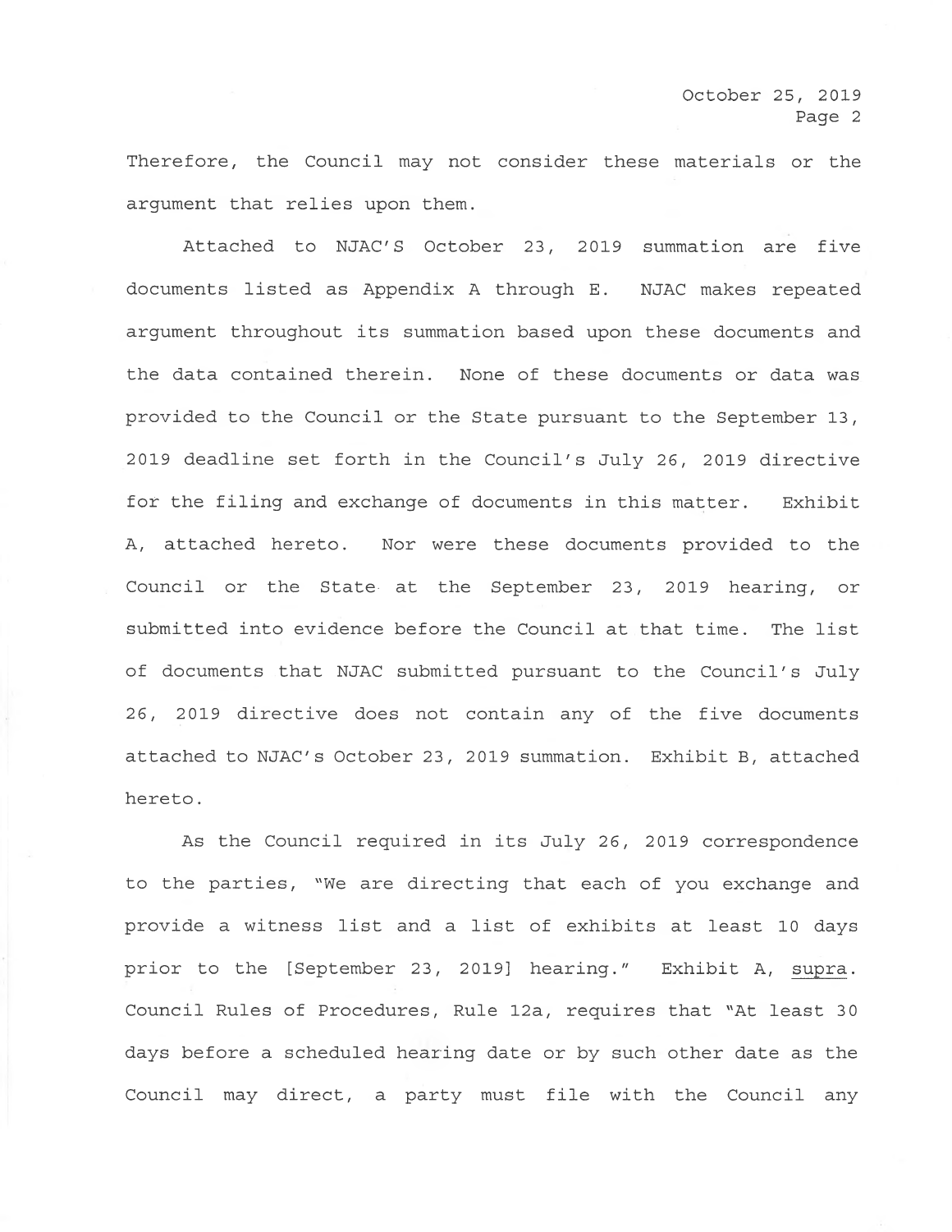Therefore, the Council may not consider these materials or the argument that relies upon them.

Attached to NJAC'S October 23, 2019 summation are five documents listed as Appendix A through E. NJAC makes repeated argument throughout its summation based upon these documents and the data contained therein. None of these documents or data was provided to the Council or the State pursuant to the September 13, 2019 deadline set forth in the Council's July 26, 2019 directive for the filing and exchange of documents in this matter. Exhibit A, attached hereto. Nor were these documents provided to the Council or the State at the September 23, 2019 hearing, or submitted into evidence before the Council at that time. The list of documents that NJAC submitted pursuant to the Council's July 26, 2019 directive does not contain any of the five documents attached to NJAC's October 23, 2019 summation. Exhibit B, attached hereto.

As the Council required in its July 26, 2019 correspondence to the parties, "We are directing that each of you exchange and provide a witness list and a list of exhibits at least 10 days prior to the [September 23, 2019] hearing." Exhibit A, supra. Council Rules of Procedures, Rule 12a, requires that "At least 30 days before a scheduled hearing date or by such other date as the Council may direct, a party must file with the Council any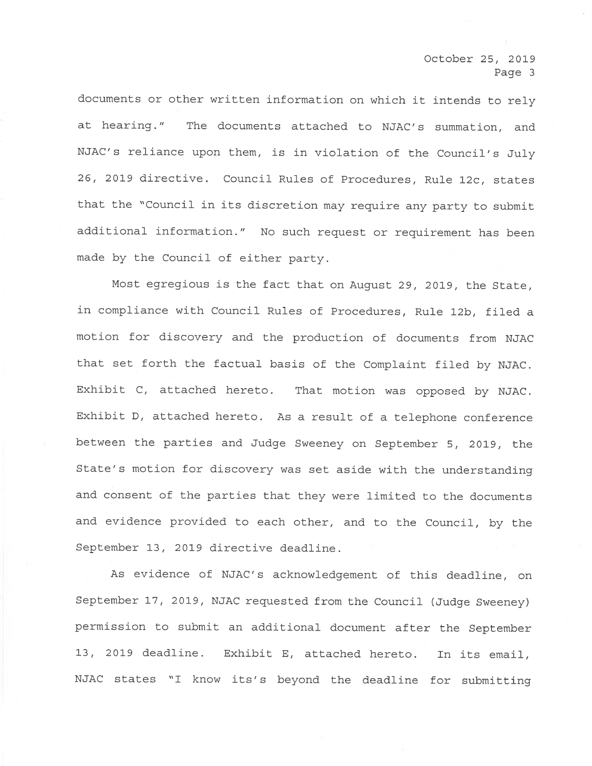documents or other written information on which it intends to rely at hearing." The documents attached to NJAC's summation, and NJAC's reliance upon them, is in violation of the Council's July 26, 2019 directive. Council Rules of Procedures, Rule 12c, states that the "Council in its discretion may require any party to submit additional information." No such request or requirement has been made by the Council of either party.

Most egregious is the fact that on August 29, 2019, the State, in compliance with Council Rules of Procedures, Rule 12b, filed a motion for discovery and the production of documents from NJAC that set forth the factual basis of the Complaint filed by NJAC. Exhibit C, attached hereto. That motion was opposed by NJAC. Exhibit D, attached hereto. As a result of a telephone conference between the parties and Judge Sweeney on September 5, 2019, the State's motion for discovery was set aside with the understanding and consent of the parties that they were limited to the documents and evidence provided to each other, and to the Council, by the September 13, 2019 directive deadline.

As evidence of NJAC's acknowledgement of this deadline, on September 17, 2019, NJAC requested from the Council (Judge Sweeney) permission to submit an additional document after the September 13, 2019 deadline. Exhibit E, attached hereto. In its email, NJAC states "I know its's beyond the deadline for submitting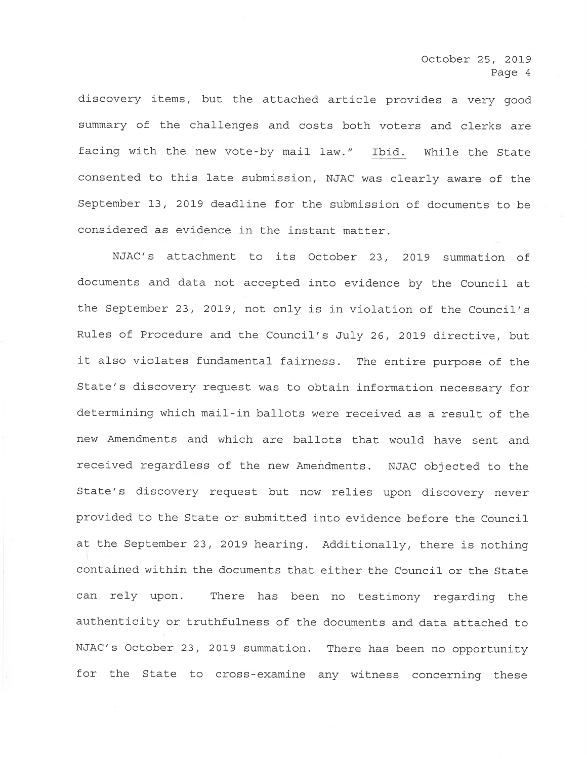discovery items, but the attached article provides a very good summary of the challenges and costs both voters and clerks are facing with the new vote-by mail law." Ibid. While the State consented to this late submission, NJAC was clearly aware of the September 13, 2019 deadline for the submission of documents to be considered as evidence in the instant matter.

NJAC's attachment to its October 23, 2019 summation of documents and data not accepted into evidence by the Council at the September 23, 2019, not only is in violation of the Council's Rules of Procedure and the Council's July 26, 2019 directive, but it also violates fundamental fairness. The entire purpose of the State's discovery request was to obtain information necessary for determining which mail-in ballots were received as a result of the new Amendments and which are ballots that would have sent and received regardless of the new Amendments. NJAC objected to the State's discovery request but now relies upon discovery never provided to the State or submitted into evidence before the Council at the September 23, 2019 hearing. Additionally, there is nothing contained within the documents that either the Council or the State can rely upon. There has been no testimony regarding the authenticity or truthfulness of the documents and data attached to NJAC's October 23, 2019 summation. There has been no opportunity for the State to cross-examine any witness concerning these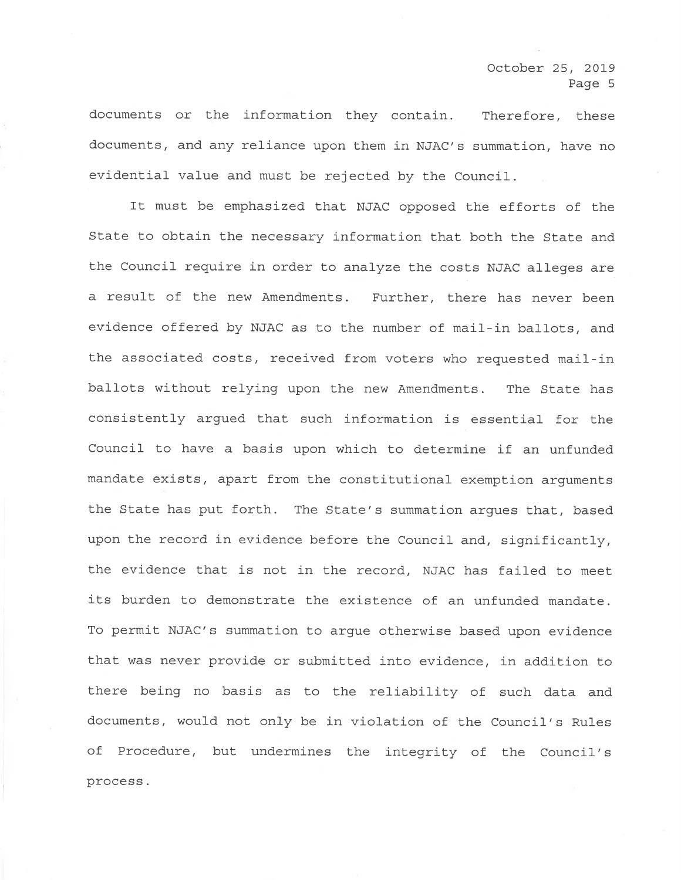documents or the information they contain. Therefore, these documents, and any reliance upon them in NJAC's summation, have no evidential value and must be rejected by the Council.

It must be emphasized that NJAC opposed the efforts of the State to obtain the necessary information that both the State and the Council require in order to analyze the costs NJAC alleges are a result of the new Amendments. Further, there has never been evidence offered by NJAC as to the number of mail-in ballots, and the associated costs, received from voters who requested mail-in ballots without relying upon the new Amendments. The State has consistently argued that such information is essential for the Council to have a basis upon which to determine if an unfunded mandate exists, apart from the constitutional exemption arguments the State has put forth. The State's summation argues that, based upon the record in evidence before the Council and, significantly, the evidence that is not in the record, NJAC has failed to meet its burden to demonstrate the existence of an unfunded mandate. To permit NJAC's summation to argue otherwise based upon evidence that was never provide or submitted into evidence, in addition to there being no basis as to the reliability of such data and documents, would not only be in violation of the Council's Rules of Procedure, but undermines the integrity of the Council's process.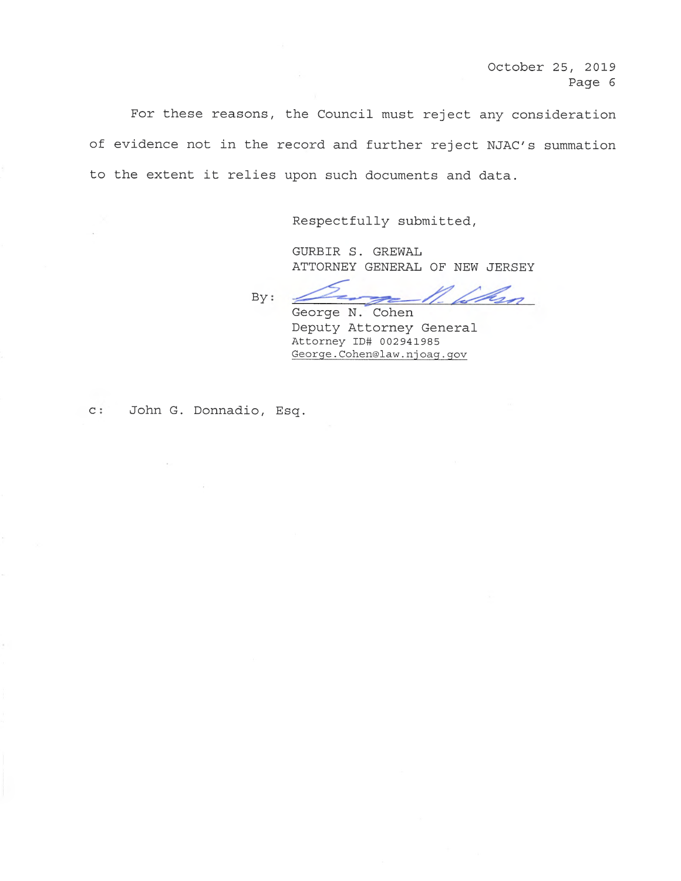For these reasons, the Council must reject any consideration of evidence not in the record and further reject NJAC's summation to the extent it relies upon such documents and data.

Respectfully submitted,

GURBIR S. GREWAL
ATTORNEY GENERAL OF NEW JERSEY

By: ______________________
George N. Cohen
Deputy Attorney General
Attorney ID# 002941985
George.Cohen@law.njoag.gov

c: John G. Donnadio, Esq.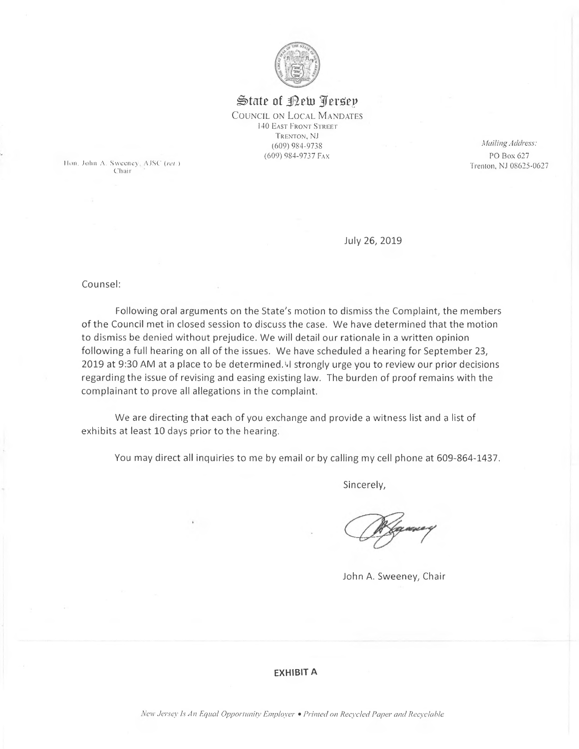# State of New Jersey

COUNCIL ON LOCAL MANDATES
140 EAST FRONT STREET
TRENTON, NJ
(609) 984-9738
(609) 984-9737 FAX

*Mailing Address:*
PO Box 627
Trenton, NJ 08625-0627

Hon. John A. Sweeney, AJSC (*ret.*)
Chair

July 26, 2019

Counsel:

Following oral arguments on the State's motion to dismiss the Complaint, the members of the Council met in closed session to discuss the case. We have determined that the motion to dismiss be denied without prejudice. We will detail our rationale in a written opinion following a full hearing on all of the issues. We have scheduled a hearing for September 23, 2019 at 9:30 AM at a place to be determined. I strongly urge you to review our prior decisions regarding the issue of revising and easing existing law. The burden of proof remains with the complainant to prove all allegations in the complaint.

We are directing that each of you exchange and provide a witness list and a list of exhibits at least 10 days prior to the hearing.

You may direct all inquiries to me by email or by calling my cell phone at 609-864-1437.

Sincerely,

John A. Sweeney, Chair

**EXHIBIT A**

*New Jersey Is An Equal Opportunity Employer • Printed on Recycled Paper and Recyclable*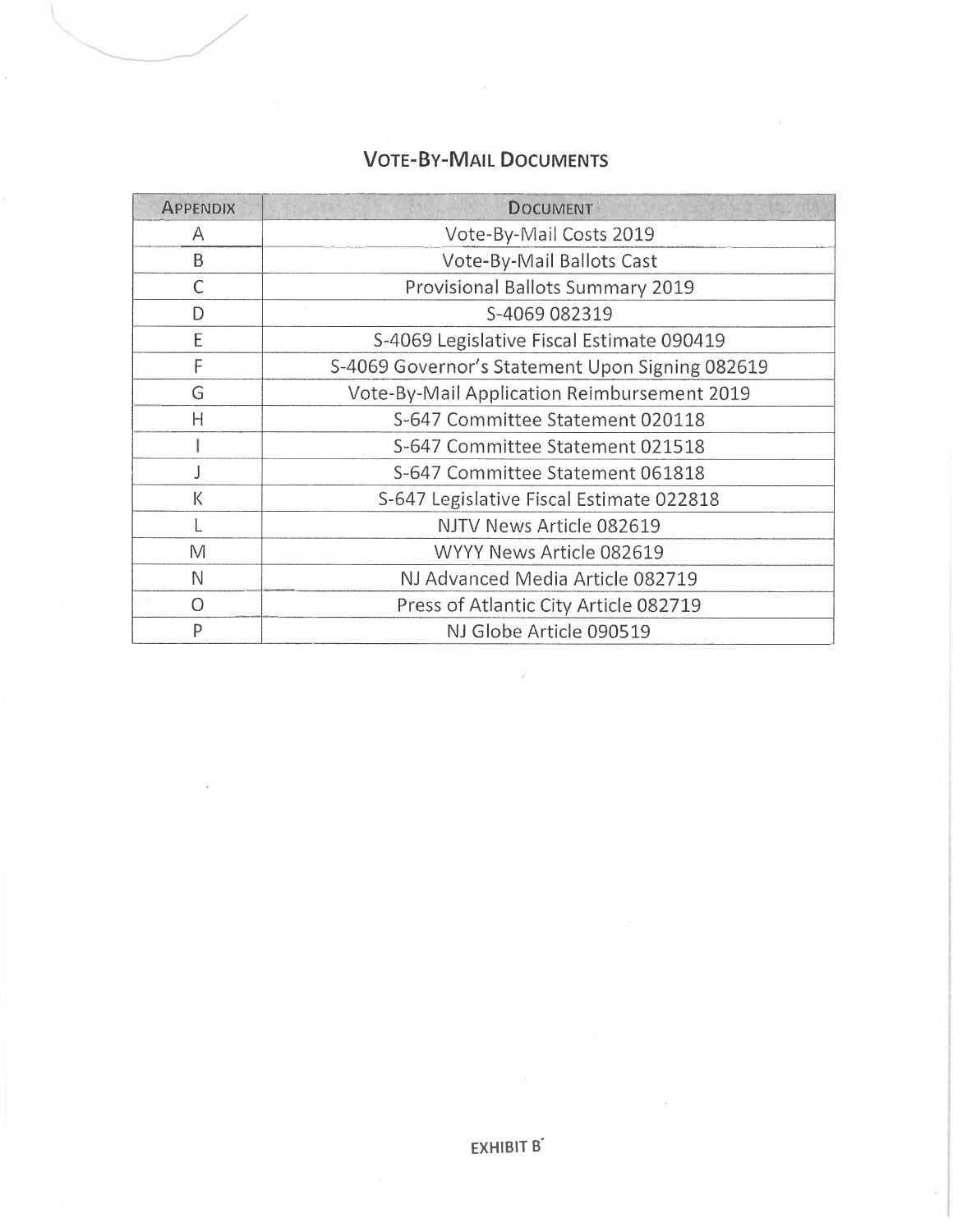## VOTE-BY-MAIL DOCUMENTS

| APPENDIX | DOCUMENT |
|---|---|
| A | Vote-By-Mail Costs 2019 |
| B | Vote-By-Mail Ballots Cast |
| C | Provisional Ballots Summary 2019 |
| D | S-4069 082319 |
| E | S-4069 Legislative Fiscal Estimate 090419 |
| F | S-4069 Governor's Statement Upon Signing 082619 |
| G | Vote-By-Mail Application Reimbursement 2019 |
| H | S-647 Committee Statement 020118 |
| I | S-647 Committee Statement 021518 |
| J | S-647 Committee Statement 061818 |
| K | S-647 Legislative Fiscal Estimate 022818 |
| L | NJTV News Article 082619 |
| M | WYYY News Article 082619 |
| N | NJ Advanced Media Article 082719 |
| O | Press of Atlantic City Article 082719 |
| P | NJ Globe Article 090519 |

**EXHIBIT B**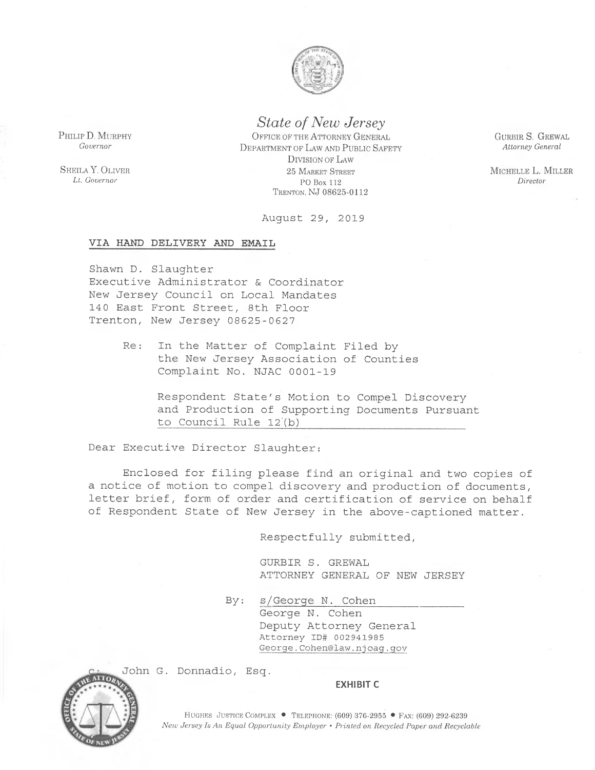PHILIP D. MURPHY
*Governor*

SHEILA Y. OLIVER
*Lt. Governor*

*State of New Jersey*
OFFICE OF THE ATTORNEY GENERAL
DEPARTMENT OF LAW AND PUBLIC SAFETY
DIVISION OF LAW
25 MARKET STREET
PO BOX 112
TRENTON, NJ 08625-0112

GURBIR S. GREWAL
*Attorney General*

MICHELLE L. MILLER
*Director*

August 29, 2019

**VIA HAND DELIVERY AND EMAIL**

Shawn D. Slaughter
Executive Administrator & Coordinator
New Jersey Council on Local Mandates
140 East Front Street, 8th Floor
Trenton, New Jersey 08625-0627

Re: In the Matter of Complaint Filed by the New Jersey Association of Counties
Complaint No. NJAC 0001-19

Respondent State's Motion to Compel Discovery and Production of Supporting Documents Pursuant to Council Rule 12(b)

Dear Executive Director Slaughter:

Enclosed for filing please find an original and two copies of a notice of motion to compel discovery and production of documents, letter brief, form of order and certification of service on behalf of Respondent State of New Jersey in the above-captioned matter.

Respectfully submitted,

GURBIR S. GREWAL
ATTORNEY GENERAL OF NEW JERSEY

By: s/George N. Cohen
George N. Cohen
Deputy Attorney General
Attorney ID# 002941985
George.Cohen@law.njoag.gov

c: John G. Donnadio, Esq.

**EXHIBIT C**

HUGHES JUSTICE COMPLEX • TELEPHONE: (609) 376-2955 • FAX: (609) 292-6239
*New Jersey Is An Equal Opportunity Employer • Printed on Recycled Paper and Recyclable*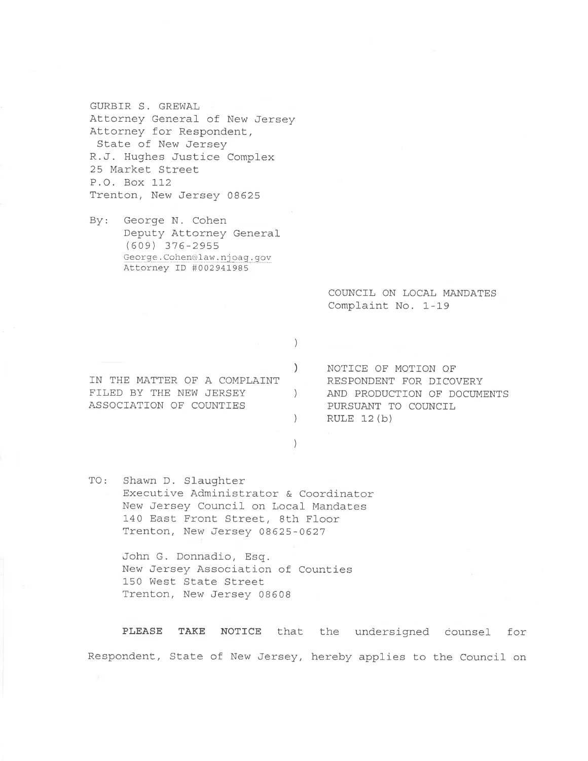GURBIR S. GREWAL
Attorney General of New Jersey
Attorney for Respondent,
State of New Jersey
R.J. Hughes Justice Complex
25 Market Street
P.O. Box 112
Trenton, New Jersey 08625

By: George N. Cohen
Deputy Attorney General
(609) 376-2955
George.Cohen@law.njoag.gov
Attorney ID #002941985

COUNCIL ON LOCAL MANDATES
Complaint No. 1-19

| | |
|---|---|
| IN THE MATTER OF A COMPLAINT FILED BY THE NEW JERSEY ASSOCIATION OF COUNTIES | NOTICE OF MOTION OF RESPONDENT FOR DICOVERY AND PRODUCTION OF DOCUMENTS PURSUANT TO COUNCIL RULE 12(b) |

TO: Shawn D. Slaughter
Executive Administrator & Coordinator
New Jersey Council on Local Mandates
140 East Front Street, 8th Floor
Trenton, New Jersey 08625-0627

John G. Donnadio, Esq.
New Jersey Association of Counties
150 West State Street
Trenton, New Jersey 08608

**PLEASE TAKE NOTICE** that the undersigned counsel for Respondent, State of New Jersey, hereby applies to the Council on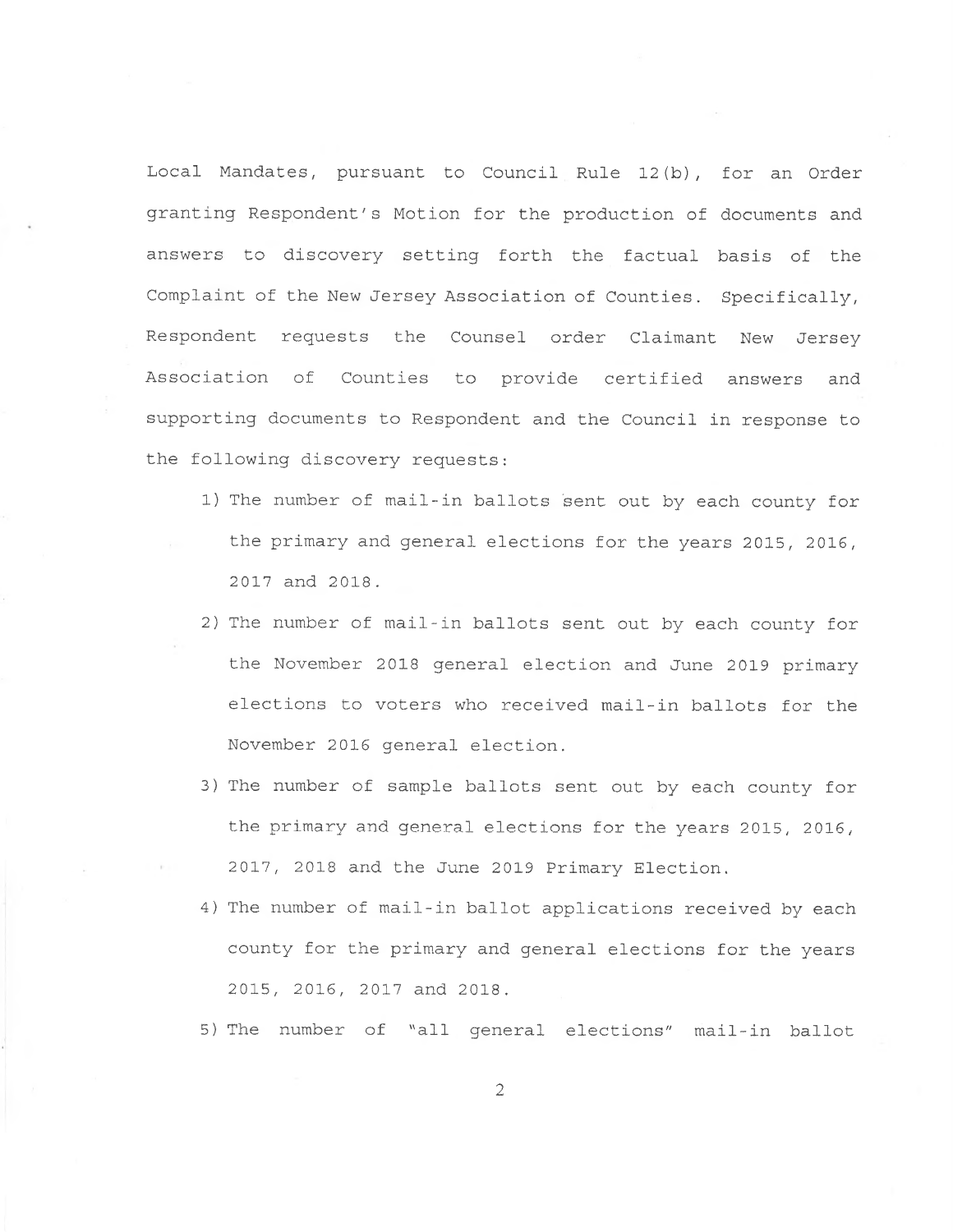Local Mandates, pursuant to Council Rule 12(b), for an Order granting Respondent's Motion for the production of documents and answers to discovery setting forth the factual basis of the Complaint of the New Jersey Association of Counties. Specifically, Respondent requests the Counsel order Claimant New Jersey Association of Counties to provide certified answers and supporting documents to Respondent and the Council in response to the following discovery requests:

1) The number of mail-in ballots sent out by each county for the primary and general elections for the years 2015, 2016, 2017 and 2018.
2) The number of mail-in ballots sent out by each county for the November 2018 general election and June 2019 primary elections to voters who received mail-in ballots for the November 2016 general election.
3) The number of sample ballots sent out by each county for the primary and general elections for the years 2015, 2016, 2017, 2018 and the June 2019 Primary Election.
4) The number of mail-in ballot applications received by each county for the primary and general elections for the years 2015, 2016, 2017 and 2018.
5) The number of "all general elections" mail-in ballot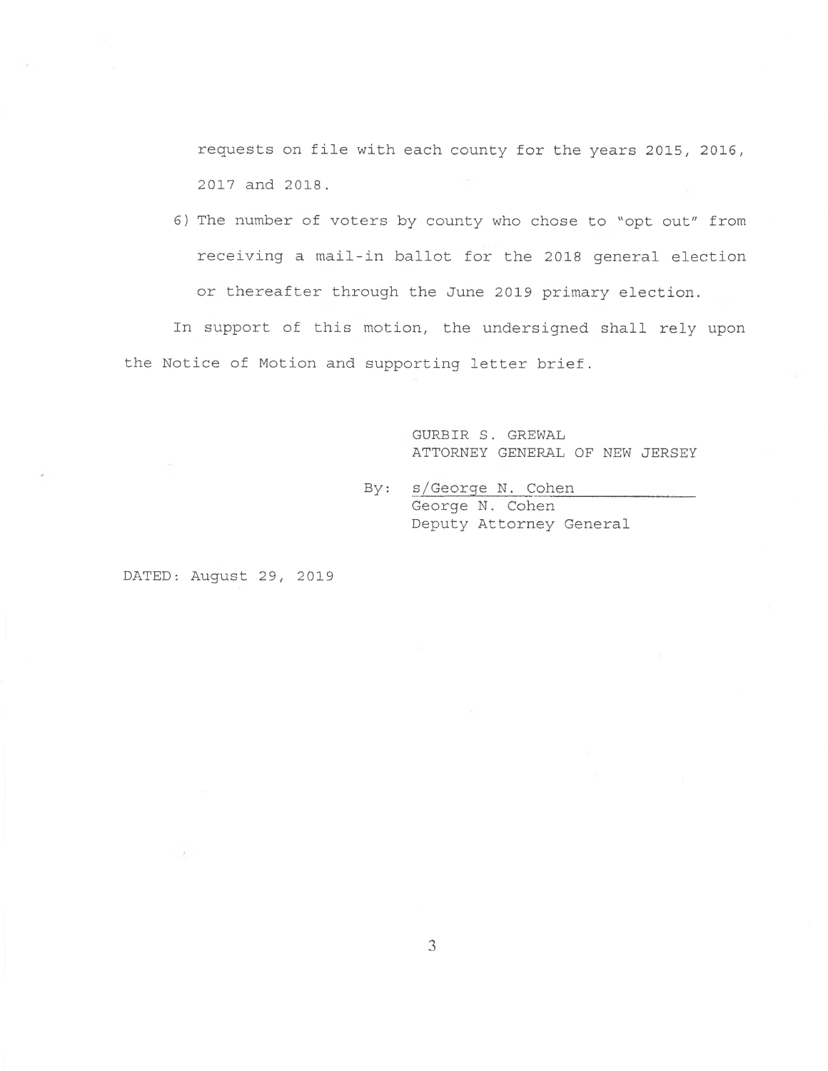requests on file with each county for the years 2015, 2016, 2017 and 2018.

6) The number of voters by county who chose to "opt out" from receiving a mail-in ballot for the 2018 general election or thereafter through the June 2019 primary election.

In support of this motion, the undersigned shall rely upon the Notice of Motion and supporting letter brief.

GURBIR S. GREWAL
ATTORNEY GENERAL OF NEW JERSEY

By: s/George N. Cohen
George N. Cohen
Deputy Attorney General

DATED: August 29, 2019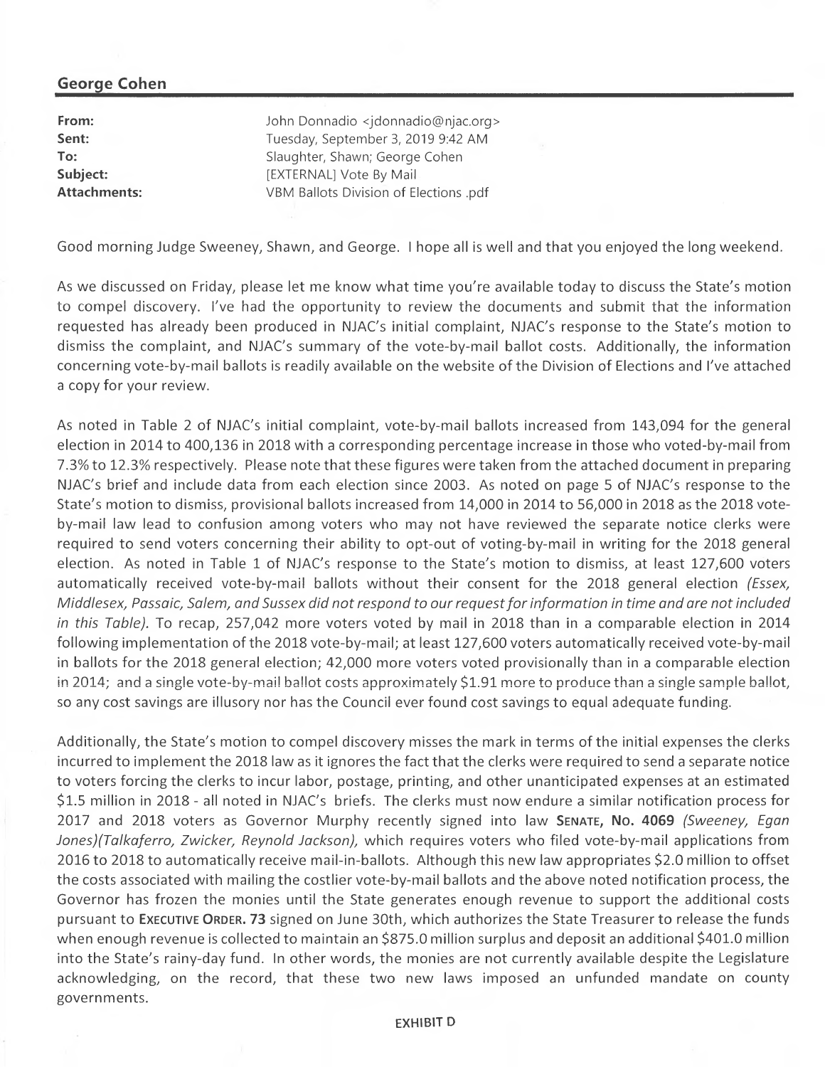## George Cohen

| | |
|---|---|
| **From:** | John Donnadio <jdonnadio@njac.org> |
| **Sent:** | Tuesday, September 3, 2019 9:42 AM |
| **To:** | Slaughter, Shawn; George Cohen |
| **Subject:** | [EXTERNAL] Vote By Mail |
| **Attachments:** | VBM Ballots Division of Elections .pdf |

Good morning Judge Sweeney, Shawn, and George. I hope all is well and that you enjoyed the long weekend.

As we discussed on Friday, please let me know what time you're available today to discuss the State's motion to compel discovery. I've had the opportunity to review the documents and submit that the information requested has already been produced in NJAC's initial complaint, NJAC's response to the State's motion to dismiss the complaint, and NJAC's summary of the vote-by-mail ballot costs. Additionally, the information concerning vote-by-mail ballots is readily available on the website of the Division of Elections and I've attached a copy for your review.

As noted in Table 2 of NJAC's initial complaint, vote-by-mail ballots increased from 143,094 for the general election in 2014 to 400,136 in 2018 with a corresponding percentage increase in those who voted-by-mail from 7.3% to 12.3% respectively. Please note that these figures were taken from the attached document in preparing NJAC's brief and include data from each election since 2003. As noted on page 5 of NJAC's response to the State's motion to dismiss, provisional ballots increased from 14,000 in 2014 to 56,000 in 2018 as the 2018 vote-by-mail law lead to confusion among voters who may not have reviewed the separate notice clerks were required to send voters concerning their ability to opt-out of voting-by-mail in writing for the 2018 general election. As noted in Table 1 of NJAC's response to the State's motion to dismiss, at least 127,600 voters automatically received vote-by-mail ballots without their consent for the 2018 general election *(Essex, Middlesex, Passaic, Salem, and Sussex did not respond to our request for information in time and are not included in this Table).* To recap, 257,042 more voters voted by mail in 2018 than in a comparable election in 2014 following implementation of the 2018 vote-by-mail; at least 127,600 voters automatically received vote-by-mail in ballots for the 2018 general election; 42,000 more voters voted provisionally than in a comparable election in 2014; and a single vote-by-mail ballot costs approximately $1.91 more to produce than a single sample ballot, so any cost savings are illusory nor has the Council ever found cost savings to equal adequate funding.

Additionally, the State's motion to compel discovery misses the mark in terms of the initial expenses the clerks incurred to implement the 2018 law as it ignores the fact that the clerks were required to send a separate notice to voters forcing the clerks to incur labor, postage, printing, and other unanticipated expenses at an estimated $1.5 million in 2018 - all noted in NJAC's briefs. The clerks must now endure a similar notification process for 2017 and 2018 voters as Governor Murphy recently signed into law **SENATE, NO. 4069** *(Sweeney, Egan Jones)(Talkaferro, Zwicker, Reynold Jackson),* which requires voters who filed vote-by-mail applications from 2016 to 2018 to automatically receive mail-in-ballots. Although this new law appropriates $2.0 million to offset the costs associated with mailing the costlier vote-by-mail ballots and the above noted notification process, the Governor has frozen the monies until the State generates enough revenue to support the additional costs pursuant to **EXECUTIVE ORDER. 73** signed on June 30th, which authorizes the State Treasurer to release the funds when enough revenue is collected to maintain an $875.0 million surplus and deposit an additional $401.0 million into the State's rainy-day fund. In other words, the monies are not currently available despite the Legislature acknowledging, on the record, that these two new laws imposed an unfunded mandate on county governments.

**EXHIBIT D**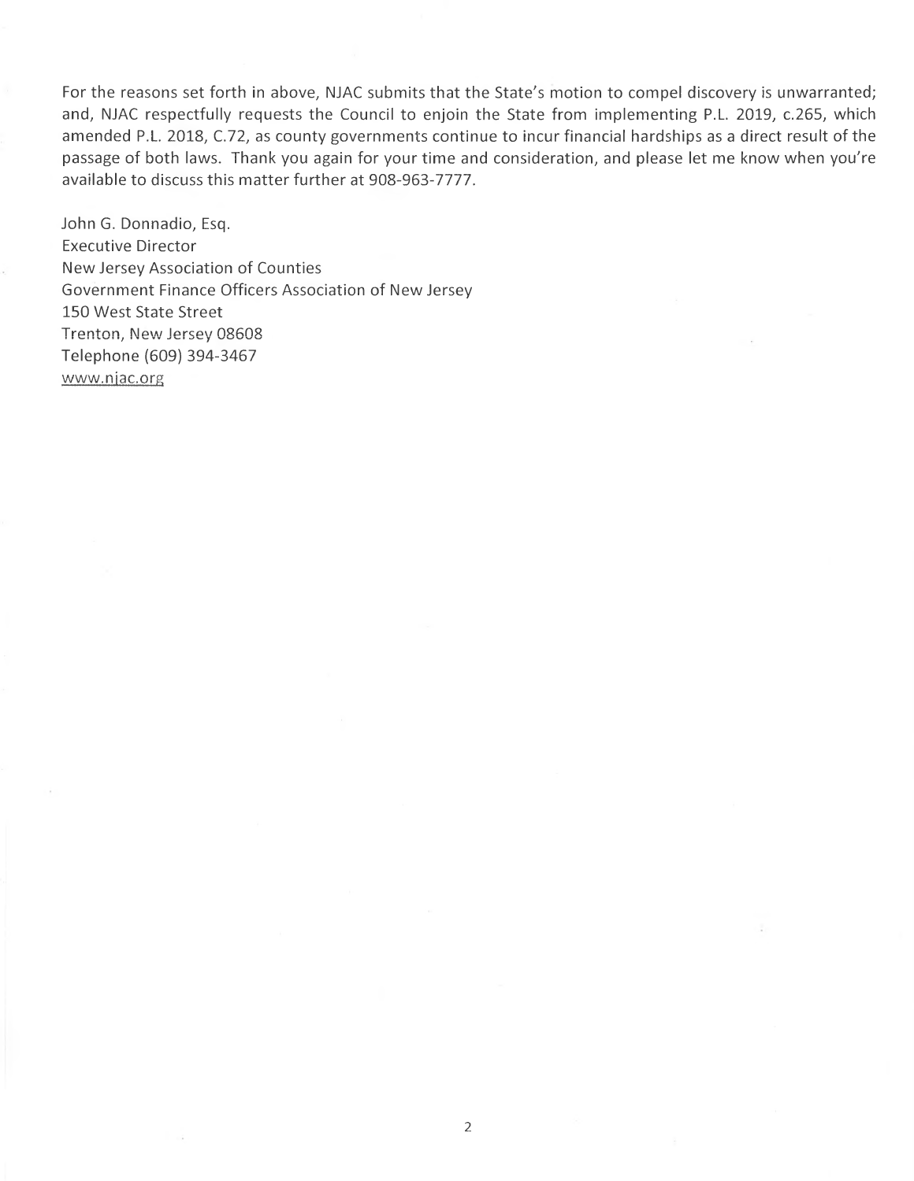For the reasons set forth in above, NJAC submits that the State's motion to compel discovery is unwarranted; and, NJAC respectfully requests the Council to enjoin the State from implementing P.L. 2019, c.265, which amended P.L. 2018, C.72, as county governments continue to incur financial hardships as a direct result of the passage of both laws. Thank you again for your time and consideration, and please let me know when you're available to discuss this matter further at 908-963-7777.

John G. Donnadio, Esq.
Executive Director
New Jersey Association of Counties
Government Finance Officers Association of New Jersey
150 West State Street
Trenton, New Jersey 08608
Telephone (609) 394-3467
www.njac.org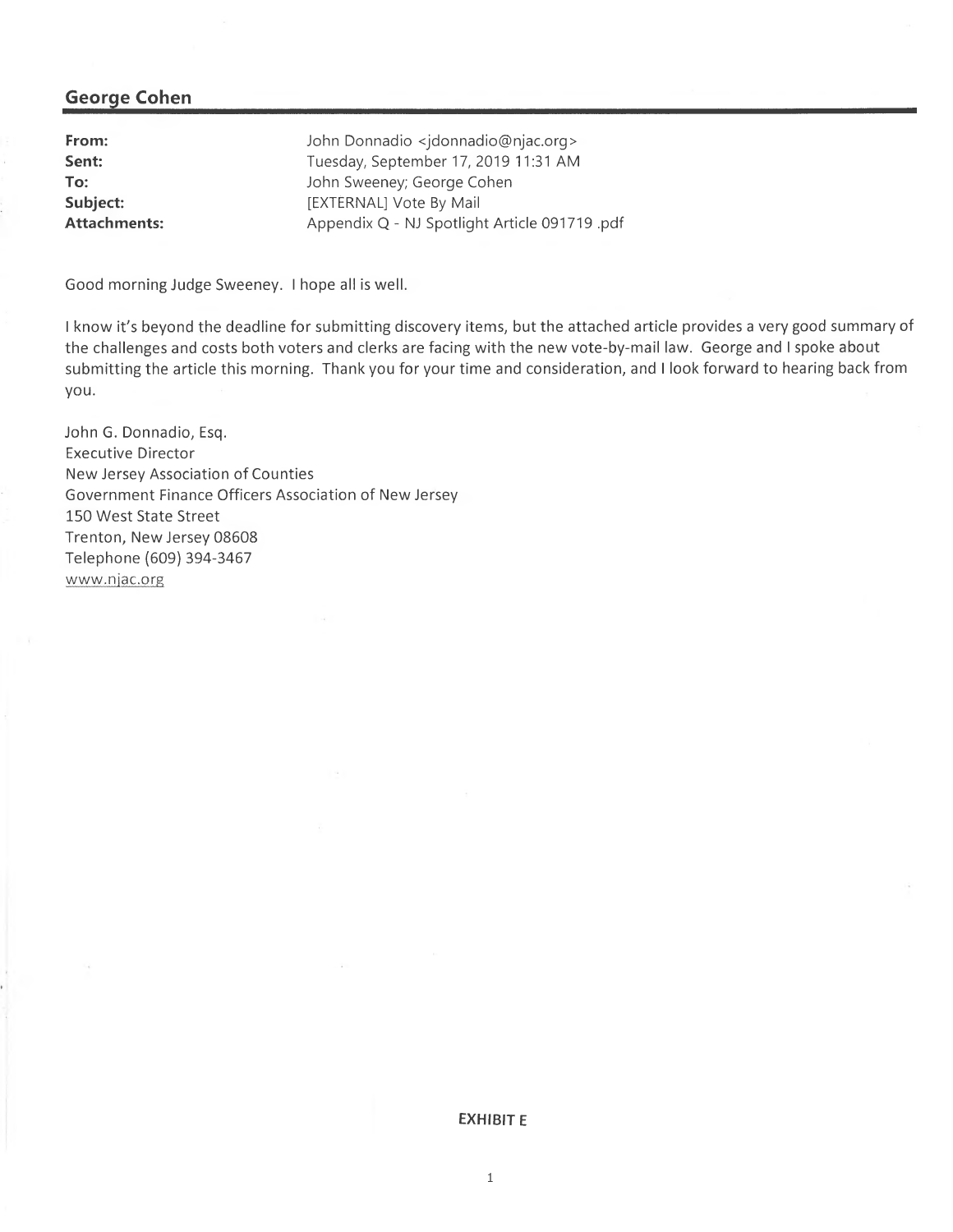## George Cohen

| | |
|---|---|
| **From:** | John Donnadio <jdonnadio@njac.org> |
| **Sent:** | Tuesday, September 17, 2019 11:31 AM |
| **To:** | John Sweeney; George Cohen |
| **Subject:** | [EXTERNAL] Vote By Mail |
| **Attachments:** | Appendix Q - NJ Spotlight Article 091719 .pdf |

Good morning Judge Sweeney. I hope all is well.

I know it's beyond the deadline for submitting discovery items, but the attached article provides a very good summary of the challenges and costs both voters and clerks are facing with the new vote-by-mail law. George and I spoke about submitting the article this morning. Thank you for your time and consideration, and I look forward to hearing back from you.

John G. Donnadio, Esq.
Executive Director
New Jersey Association of Counties
Government Finance Officers Association of New Jersey
150 West State Street
Trenton, New Jersey 08608
Telephone (609) 394-3467
www.njac.org

**EXHIBIT E**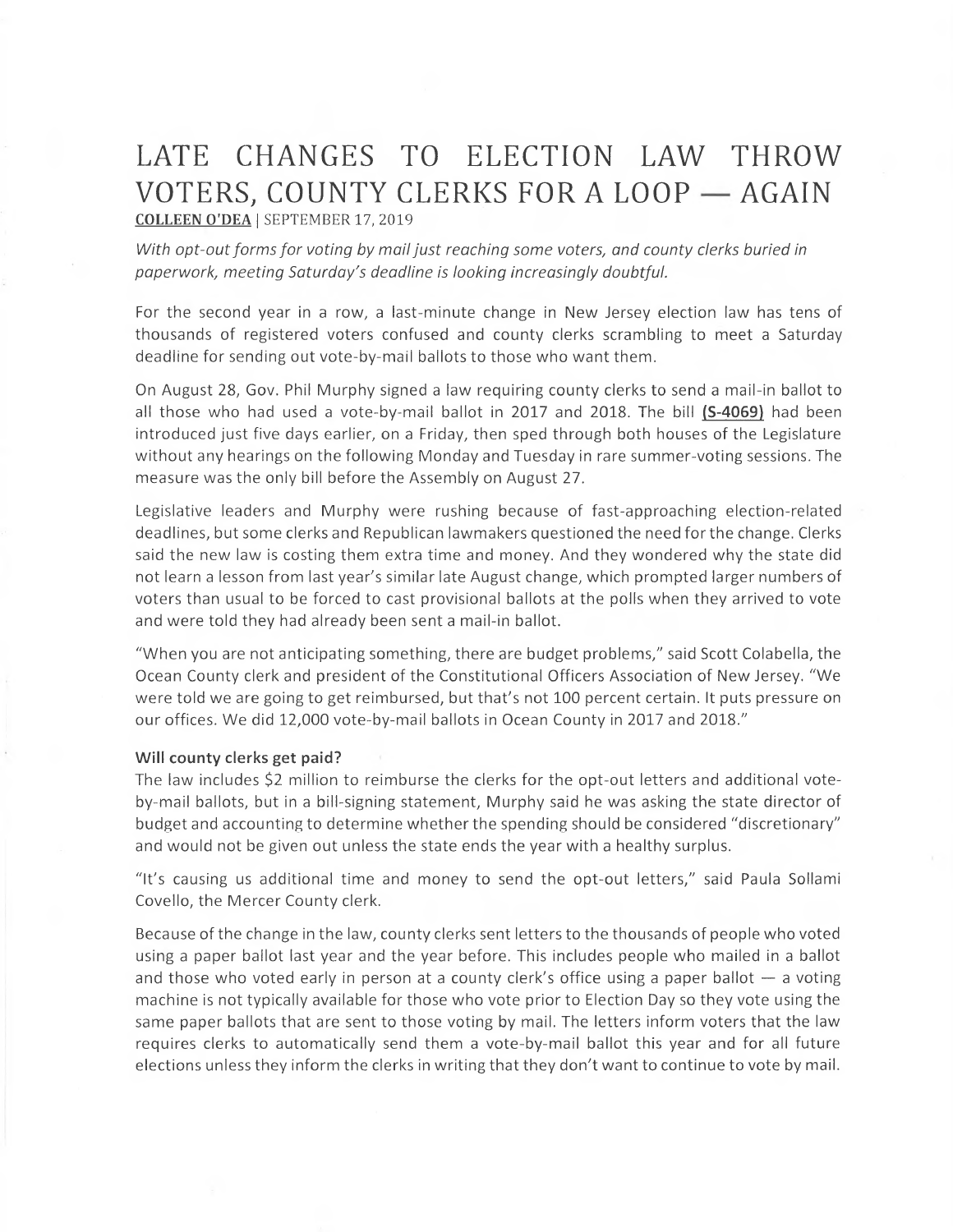# LATE CHANGES TO ELECTION LAW THROW VOTERS, COUNTY CLERKS FOR A LOOP — AGAIN

**COLLEEN O'DEA** | SEPTEMBER 17, 2019

*With opt-out forms for voting by mail just reaching some voters, and county clerks buried in paperwork, meeting Saturday's deadline is looking increasingly doubtful.*

For the second year in a row, a last-minute change in New Jersey election law has tens of thousands of registered voters confused and county clerks scrambling to meet a Saturday deadline for sending out vote-by-mail ballots to those who want them.

On August 28, Gov. Phil Murphy signed a law requiring county clerks to send a mail-in ballot to all those who had used a vote-by-mail ballot in 2017 and 2018. The bill **(S-4069)** had been introduced just five days earlier, on a Friday, then sped through both houses of the Legislature without any hearings on the following Monday and Tuesday in rare summer-voting sessions. The measure was the only bill before the Assembly on August 27.

Legislative leaders and Murphy were rushing because of fast-approaching election-related deadlines, but some clerks and Republican lawmakers questioned the need for the change. Clerks said the new law is costing them extra time and money. And they wondered why the state did not learn a lesson from last year's similar late August change, which prompted larger numbers of voters than usual to be forced to cast provisional ballots at the polls when they arrived to vote and were told they had already been sent a mail-in ballot.

"When you are not anticipating something, there are budget problems," said Scott Colabella, the Ocean County clerk and president of the Constitutional Officers Association of New Jersey. "We were told we are going to get reimbursed, but that's not 100 percent certain. It puts pressure on our offices. We did 12,000 vote-by-mail ballots in Ocean County in 2017 and 2018."

### Will county clerks get paid?

The law includes $2 million to reimburse the clerks for the opt-out letters and additional vote-by-mail ballots, but in a bill-signing statement, Murphy said he was asking the state director of budget and accounting to determine whether the spending should be considered "discretionary" and would not be given out unless the state ends the year with a healthy surplus.

"It's causing us additional time and money to send the opt-out letters," said Paula Sollami Covello, the Mercer County clerk.

Because of the change in the law, county clerks sent letters to the thousands of people who voted using a paper ballot last year and the year before. This includes people who mailed in a ballot and those who voted early in person at a county clerk's office using a paper ballot — a voting machine is not typically available for those who vote prior to Election Day so they vote using the same paper ballots that are sent to those voting by mail. The letters inform voters that the law requires clerks to automatically send them a vote-by-mail ballot this year and for all future elections unless they inform the clerks in writing that they don't want to continue to vote by mail.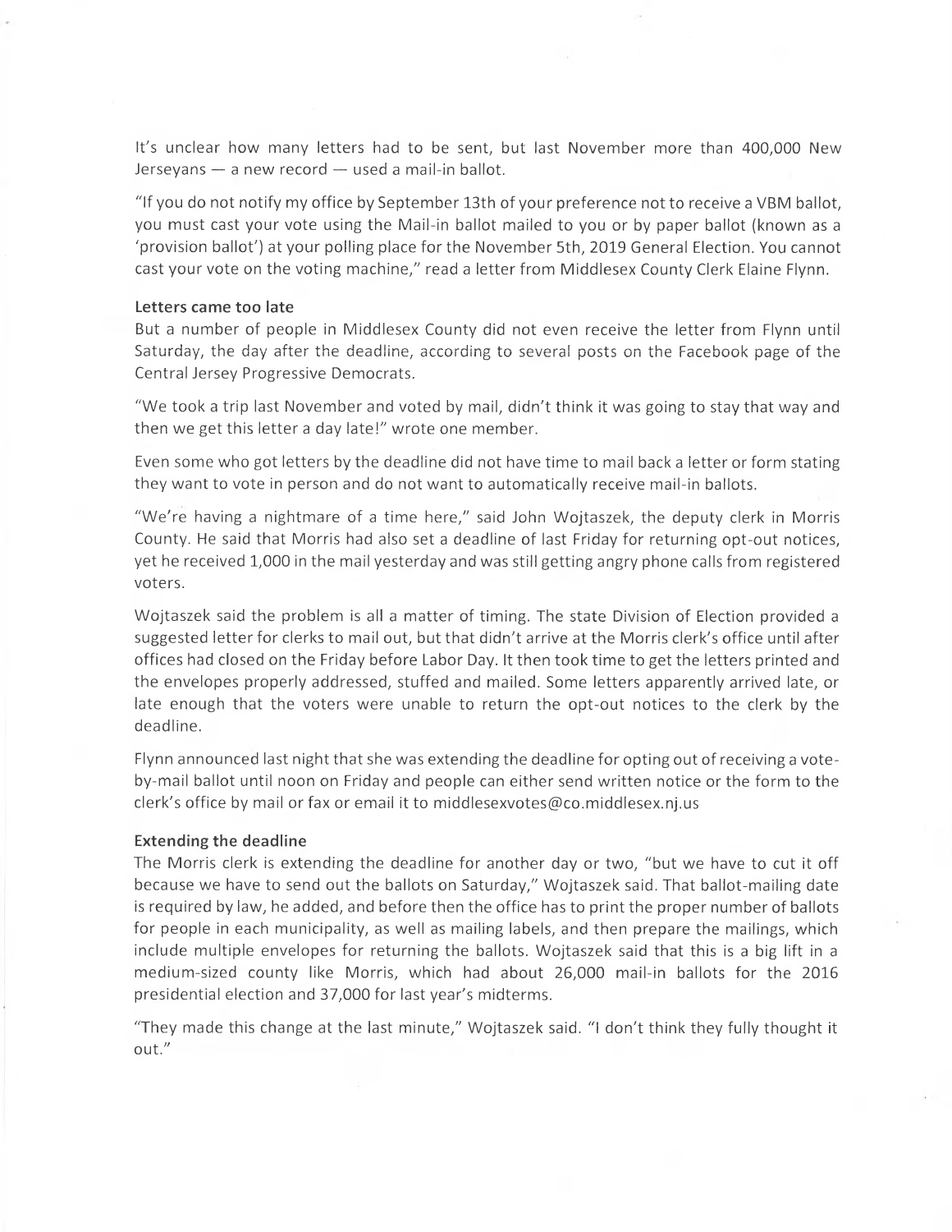It's unclear how many letters had to be sent, but last November more than 400,000 New Jerseyans — a new record — used a mail-in ballot.

"If you do not notify my office by September 13th of your preference not to receive a VBM ballot, you must cast your vote using the Mail-in ballot mailed to you or by paper ballot (known as a 'provision ballot') at your polling place for the November 5th, 2019 General Election. You cannot cast your vote on the voting machine," read a letter from Middlesex County Clerk Elaine Flynn.

**Letters came too late**

But a number of people in Middlesex County did not even receive the letter from Flynn until Saturday, the day after the deadline, according to several posts on the Facebook page of the Central Jersey Progressive Democrats.

"We took a trip last November and voted by mail, didn't think it was going to stay that way and then we get this letter a day late!" wrote one member.

Even some who got letters by the deadline did not have time to mail back a letter or form stating they want to vote in person and do not want to automatically receive mail-in ballots.

"We're having a nightmare of a time here," said John Wojtaszek, the deputy clerk in Morris County. He said that Morris had also set a deadline of last Friday for returning opt-out notices, yet he received 1,000 in the mail yesterday and was still getting angry phone calls from registered voters.

Wojtaszek said the problem is all a matter of timing. The state Division of Election provided a suggested letter for clerks to mail out, but that didn't arrive at the Morris clerk's office until after offices had closed on the Friday before Labor Day. It then took time to get the letters printed and the envelopes properly addressed, stuffed and mailed. Some letters apparently arrived late, or late enough that the voters were unable to return the opt-out notices to the clerk by the deadline.

Flynn announced last night that she was extending the deadline for opting out of receiving a vote-by-mail ballot until noon on Friday and people can either send written notice or the form to the clerk's office by mail or fax or email it to middlesexvotes@co.middlesex.nj.us

**Extending the deadline**

The Morris clerk is extending the deadline for another day or two, "but we have to cut it off because we have to send out the ballots on Saturday," Wojtaszek said. That ballot-mailing date is required by law, he added, and before then the office has to print the proper number of ballots for people in each municipality, as well as mailing labels, and then prepare the mailings, which include multiple envelopes for returning the ballots. Wojtaszek said that this is a big lift in a medium-sized county like Morris, which had about 26,000 mail-in ballots for the 2016 presidential election and 37,000 for last year's midterms.

"They made this change at the last minute," Wojtaszek said. "I don't think they fully thought it out."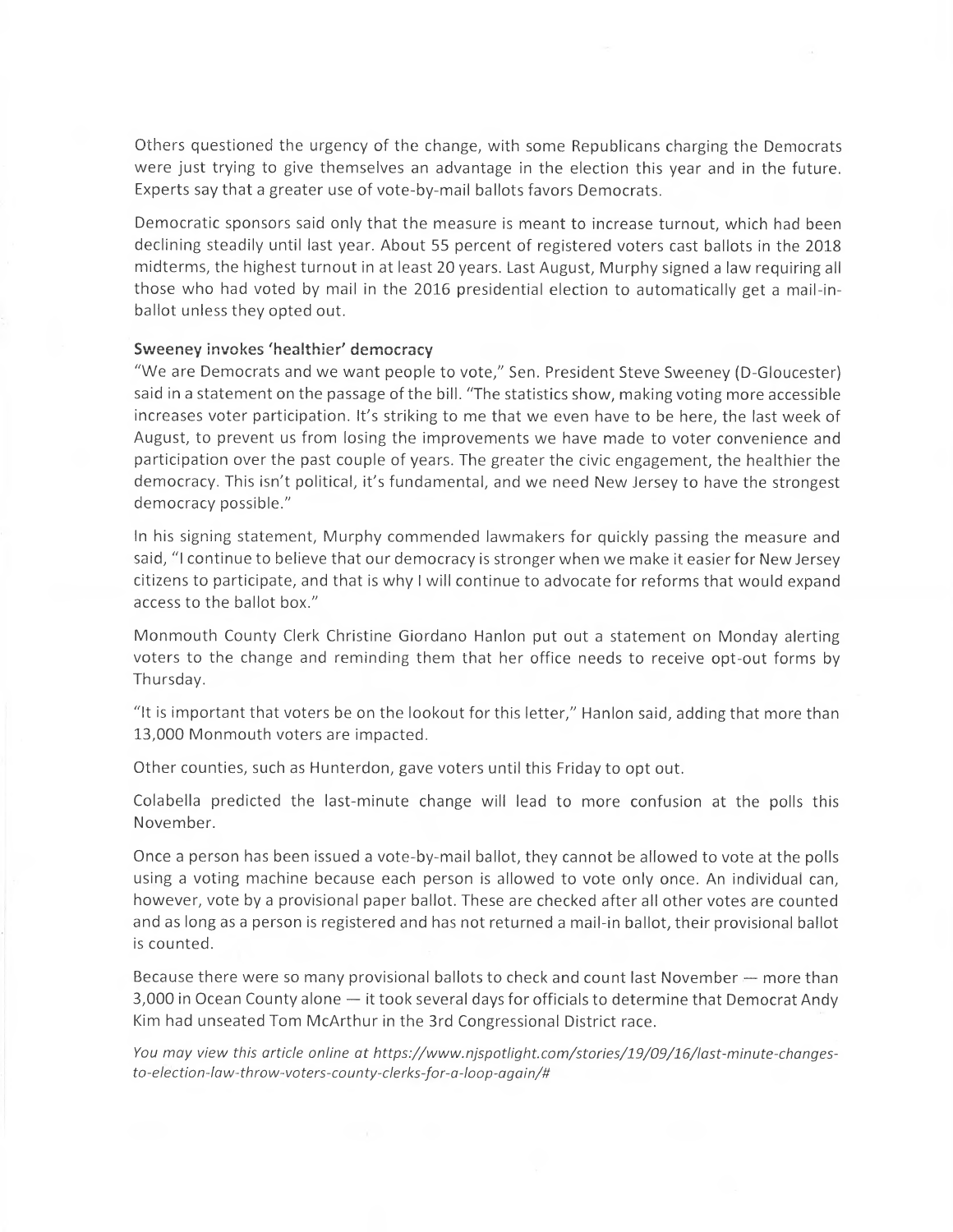Others questioned the urgency of the change, with some Republicans charging the Democrats were just trying to give themselves an advantage in the election this year and in the future. Experts say that a greater use of vote-by-mail ballots favors Democrats.

Democratic sponsors said only that the measure is meant to increase turnout, which had been declining steadily until last year. About 55 percent of registered voters cast ballots in the 2018 midterms, the highest turnout in at least 20 years. Last August, Murphy signed a law requiring all those who had voted by mail in the 2016 presidential election to automatically get a mail-in-ballot unless they opted out.

**Sweeney invokes 'healthier' democracy**

"We are Democrats and we want people to vote," Sen. President Steve Sweeney (D-Gloucester) said in a statement on the passage of the bill. "The statistics show, making voting more accessible increases voter participation. It's striking to me that we even have to be here, the last week of August, to prevent us from losing the improvements we have made to voter convenience and participation over the past couple of years. The greater the civic engagement, the healthier the democracy. This isn't political, it's fundamental, and we need New Jersey to have the strongest democracy possible."

In his signing statement, Murphy commended lawmakers for quickly passing the measure and said, "I continue to believe that our democracy is stronger when we make it easier for New Jersey citizens to participate, and that is why I will continue to advocate for reforms that would expand access to the ballot box."

Monmouth County Clerk Christine Giordano Hanlon put out a statement on Monday alerting voters to the change and reminding them that her office needs to receive opt-out forms by Thursday.

"It is important that voters be on the lookout for this letter," Hanlon said, adding that more than 13,000 Monmouth voters are impacted.

Other counties, such as Hunterdon, gave voters until this Friday to opt out.

Colabella predicted the last-minute change will lead to more confusion at the polls this November.

Once a person has been issued a vote-by-mail ballot, they cannot be allowed to vote at the polls using a voting machine because each person is allowed to vote only once. An individual can, however, vote by a provisional paper ballot. These are checked after all other votes are counted and as long as a person is registered and has not returned a mail-in ballot, their provisional ballot is counted.

Because there were so many provisional ballots to check and count last November — more than 3,000 in Ocean County alone — it took several days for officials to determine that Democrat Andy Kim had unseated Tom McArthur in the 3rd Congressional District race.

*You may view this article online at https://www.njspotlight.com/stories/19/09/16/last-minute-changes-to-election-law-throw-voters-county-clerks-for-a-loop-again/#*